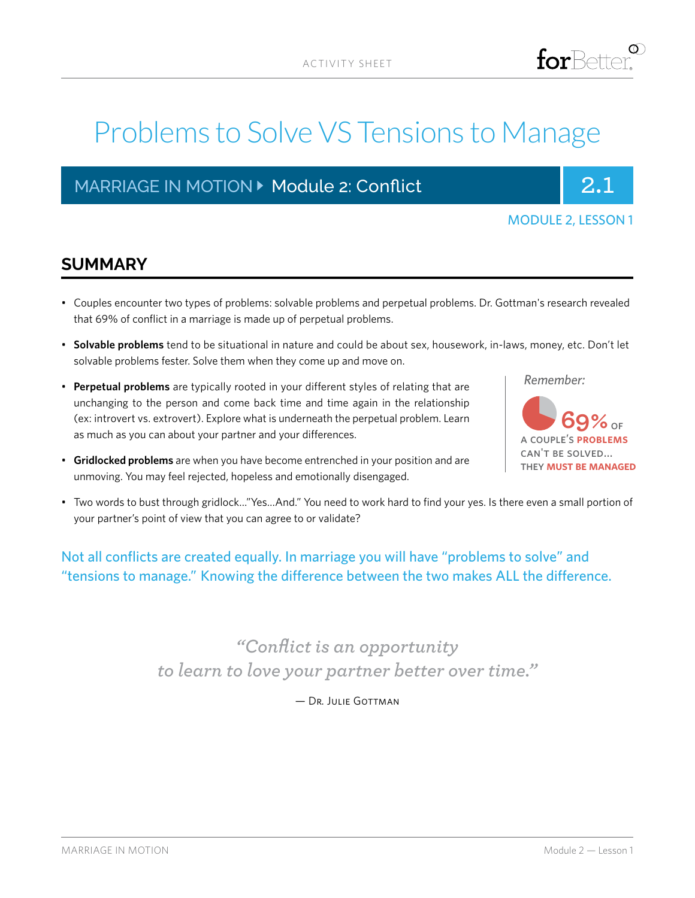ACTIVITY SHEET

# Problems to Solve VS Tensions to Manage

**MARRIAGE IN MOTION ▸ Module 2: Conflict** — 2.1

MODULE 2, LESSON 1

## SUMMARY

- Couples encounter two types of problems: solvable problems and perpetual problems. Dr. Gottman's research revealed that 69% of conflict in a marriage is made up of perpetual problems.
- **Solvable problems** tend to be situational in nature and could be about sex, housework, in-laws, money, etc. Don't let solvable problems fester. Solve them when they come up and move on.
- **Perpetual problems** are typically rooted in your different styles of relating that are unchanging to the person and come back time and time again in the relationship (ex: introvert vs. extrovert). Explore what is underneath the perpetual problem. Learn as much as you can about your partner and your differences.
- **Gridlocked problems** are when you have become entrenched in your position and are unmoving. You may feel rejected, hopeless and emotionally disengaged.
- Two words to bust through gridlock..."Yes...And." You need to work hard to find your yes. Is there even a small portion of your partner's point of view that you can agree to or validate?

*Remember:*

**69%** OF A COUPLE'S **PROBLEMS** CAN'T BE SOLVED... THEY **MUST BE MANAGED**

Not all conflicts are created equally. In marriage you will have "problems to solve" and "tensions to manage." Knowing the difference between the two makes ALL the difference.

*"Conflict is an opportunity to learn to love your partner better over time."*

— Dr. Julie Gottman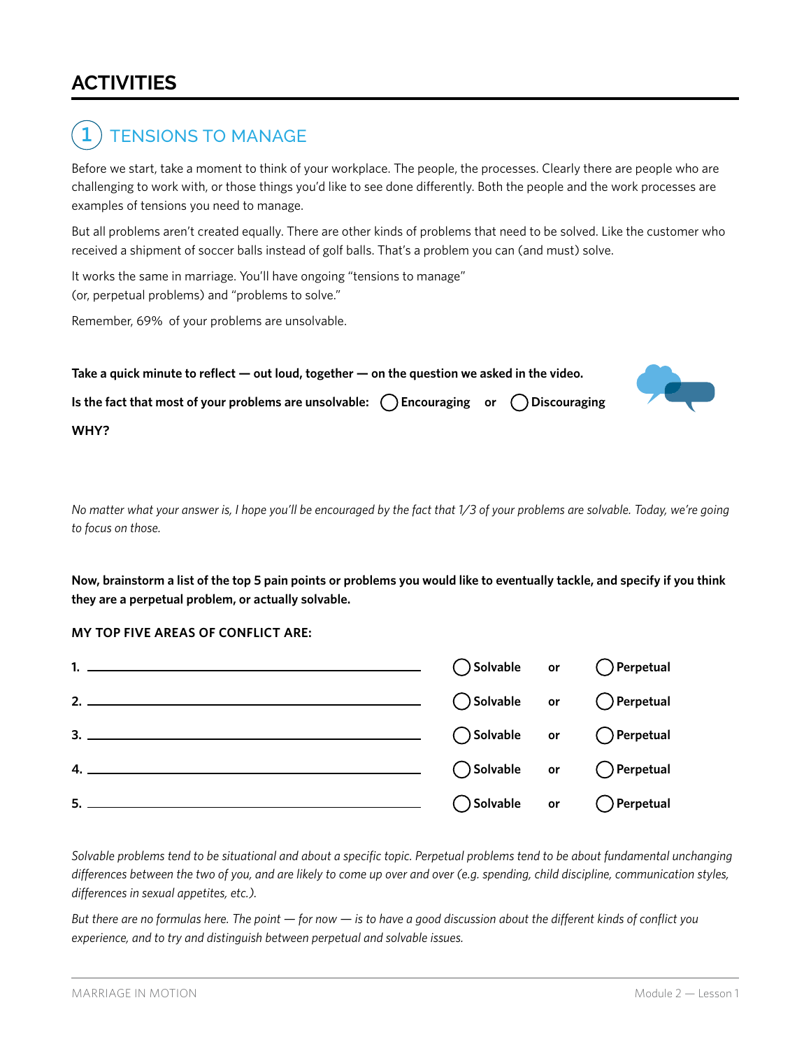# ACTIVITIES

## 1 TENSIONS TO MANAGE

Before we start, take a moment to think of your workplace. The people, the processes. Clearly there are people who are challenging to work with, or those things you'd like to see done differently. Both the people and the work processes are examples of tensions you need to manage.

But all problems aren't created equally. There are other kinds of problems that need to be solved. Like the customer who received a shipment of soccer balls instead of golf balls. That's a problem you can (and must) solve.

It works the same in marriage. You'll have ongoing "tensions to manage" (or, perpetual problems) and "problems to solve."

Remember, 69% of your problems are unsolvable.

**Take a quick minute to reflect — out loud, together — on the question we asked in the video.**

**Is the fact that most of your problems are unsolvable:** ◯ **Encouraging** **or** ◯ **Discouraging**

**WHY?**

*No matter what your answer is, I hope you'll be encouraged by the fact that 1/3 of your problems are solvable. Today, we're going to focus on those.*

**Now, brainstorm a list of the top 5 pain points or problems you would like to eventually tackle, and specify if you think they are a perpetual problem, or actually solvable.**

**MY TOP FIVE AREAS OF CONFLICT ARE:**

1. ______________________________ ◯ Solvable or ◯ Perpetual
2. ______________________________ ◯ Solvable or ◯ Perpetual
3. ______________________________ ◯ Solvable or ◯ Perpetual
4. ______________________________ ◯ Solvable or ◯ Perpetual
5. ______________________________ ◯ Solvable or ◯ Perpetual

*Solvable problems tend to be situational and about a specific topic. Perpetual problems tend to be about fundamental unchanging differences between the two of you, and are likely to come up over and over (e.g. spending, child discipline, communication styles, differences in sexual appetites, etc.).*

*But there are no formulas here. The point — for now — is to have a good discussion about the different kinds of conflict you experience, and to try and distinguish between perpetual and solvable issues.*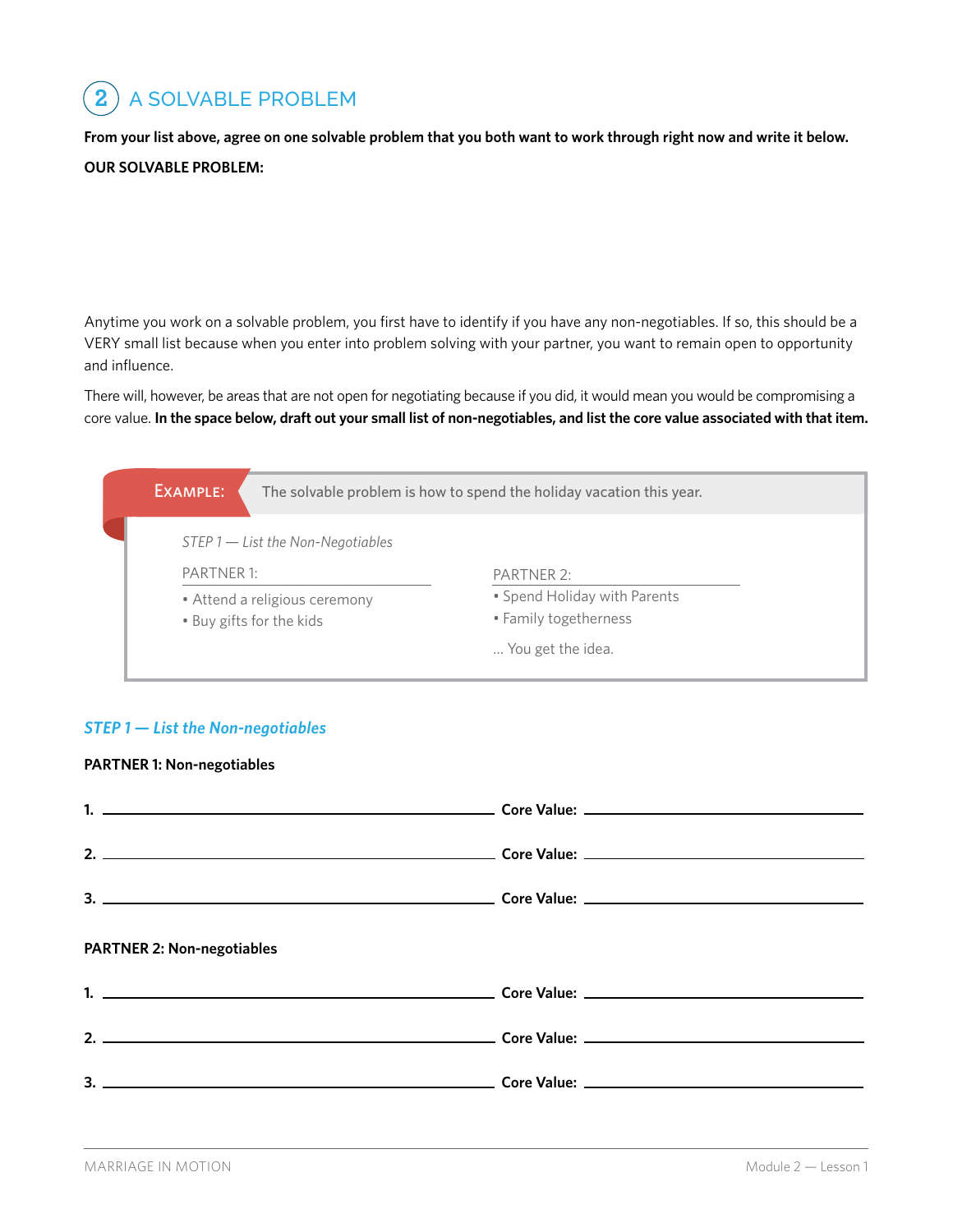## 2 A SOLVABLE PROBLEM

**From your list above, agree on one solvable problem that you both want to work through right now and write it below.**

**OUR SOLVABLE PROBLEM:**

Anytime you work on a solvable problem, you first have to identify if you have any non-negotiables. If so, this should be a VERY small list because when you enter into problem solving with your partner, you want to remain open to opportunity and influence.

There will, however, be areas that are not open for negotiating because if you did, it would mean you would be compromising a core value. **In the space below, draft out your small list of non-negotiables, and list the core value associated with that item.**

**EXAMPLE:** The solvable problem is how to spend the holiday vacation this year.

*STEP 1 — List the Non-Negotiables*

PARTNER 1:

- Attend a religious ceremony
- Buy gifts for the kids

PARTNER 2:

- Spend Holiday with Parents
- Family togetherness

... You get the idea.

### *STEP 1 — List the Non-negotiables*

**PARTNER 1: Non-negotiables**

**1.** ______________________ **Core Value:** ______________________

**2.** ______________________ **Core Value:** ______________________

**3.** ______________________ **Core Value:** ______________________

**PARTNER 2: Non-negotiables**

**1.** ______________________ **Core Value:** ______________________

**2.** ______________________ **Core Value:** ______________________

**3.** ______________________ **Core Value:** ______________________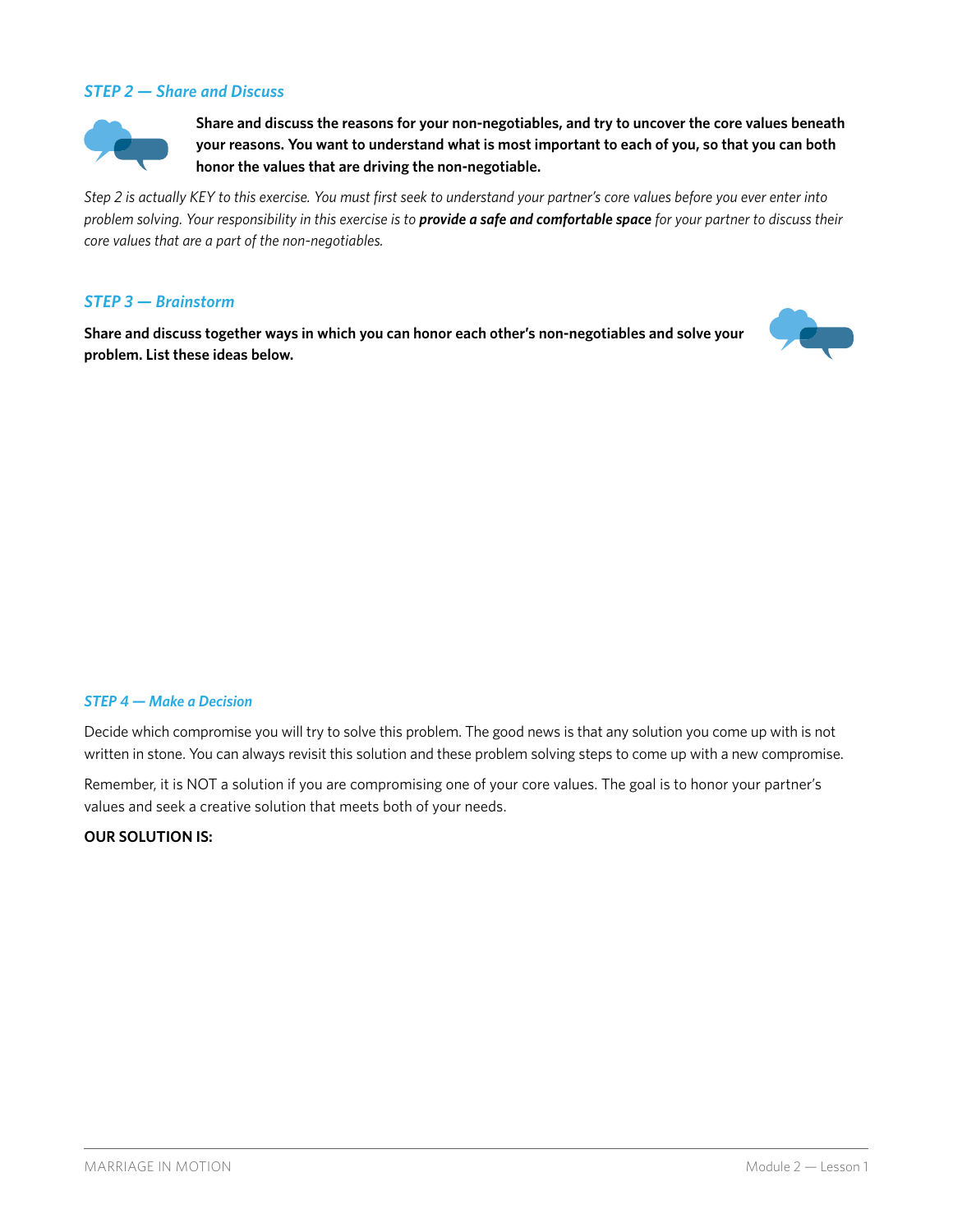### *STEP 2 — Share and Discuss*

**Share and discuss the reasons for your non-negotiables, and try to uncover the core values beneath your reasons. You want to understand what is most important to each of you, so that you can both honor the values that are driving the non-negotiable.**

*Step 2 is actually KEY to this exercise. You must first seek to understand your partner's core values before you ever enter into problem solving. Your responsibility in this exercise is to* ***provide a safe and comfortable space*** *for your partner to discuss their core values that are a part of the non-negotiables.*

### *STEP 3 — Brainstorm*

**Share and discuss together ways in which you can honor each other's non-negotiables and solve your problem. List these ideas below.**

### *STEP 4 — Make a Decision*

Decide which compromise you will try to solve this problem. The good news is that any solution you come up with is not written in stone. You can always revisit this solution and these problem solving steps to come up with a new compromise.

Remember, it is NOT a solution if you are compromising one of your core values. The goal is to honor your partner's values and seek a creative solution that meets both of your needs.

**OUR SOLUTION IS:**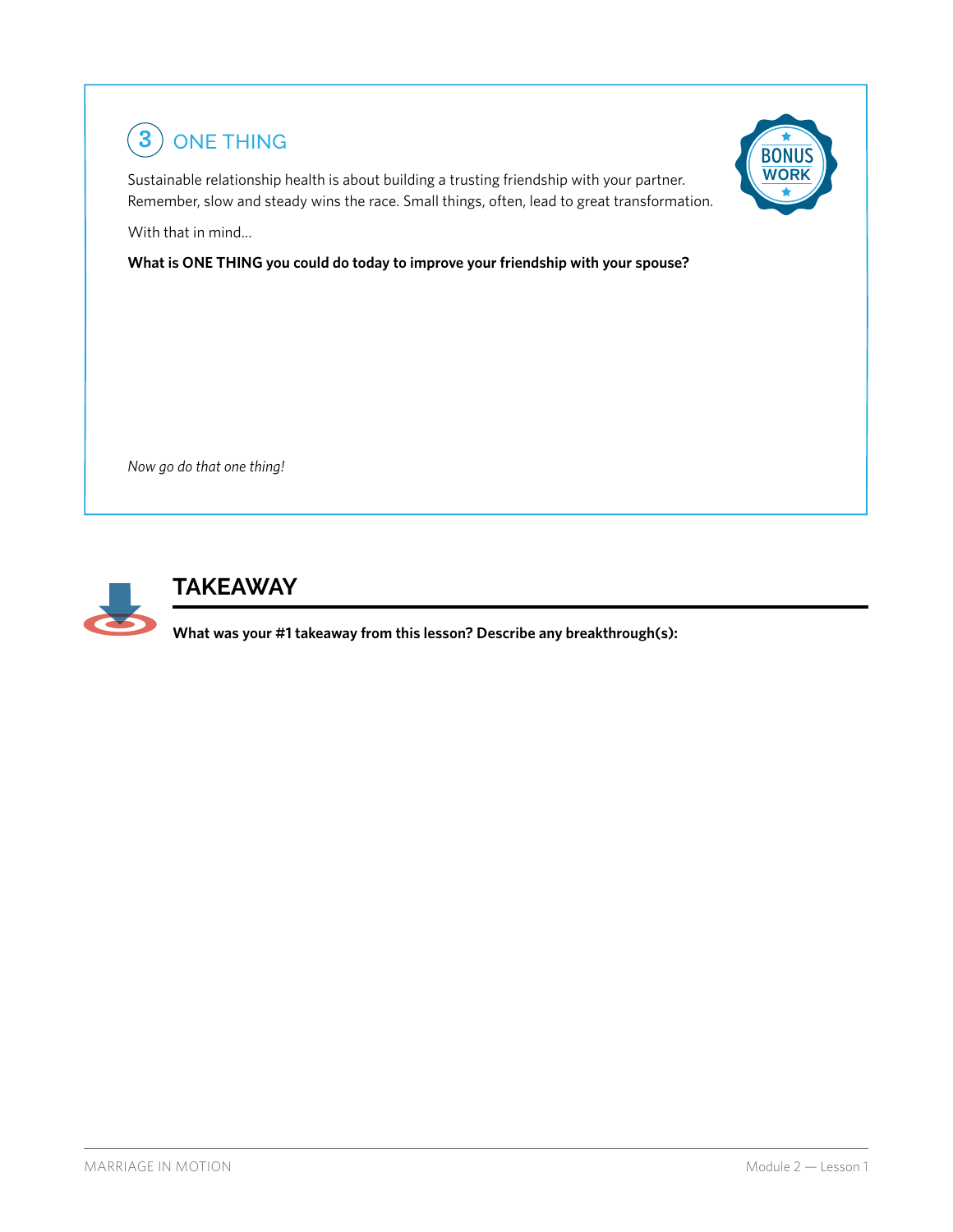## 3 ONE THING

BONUS WORK

Sustainable relationship health is about building a trusting friendship with your partner. Remember, slow and steady wins the race. Small things, often, lead to great transformation.

With that in mind...

**What is ONE THING you could do today to improve your friendship with your spouse?**

*Now go do that one thing!*

## TAKEAWAY

**What was your #1 takeaway from this lesson? Describe any breakthrough(s):**